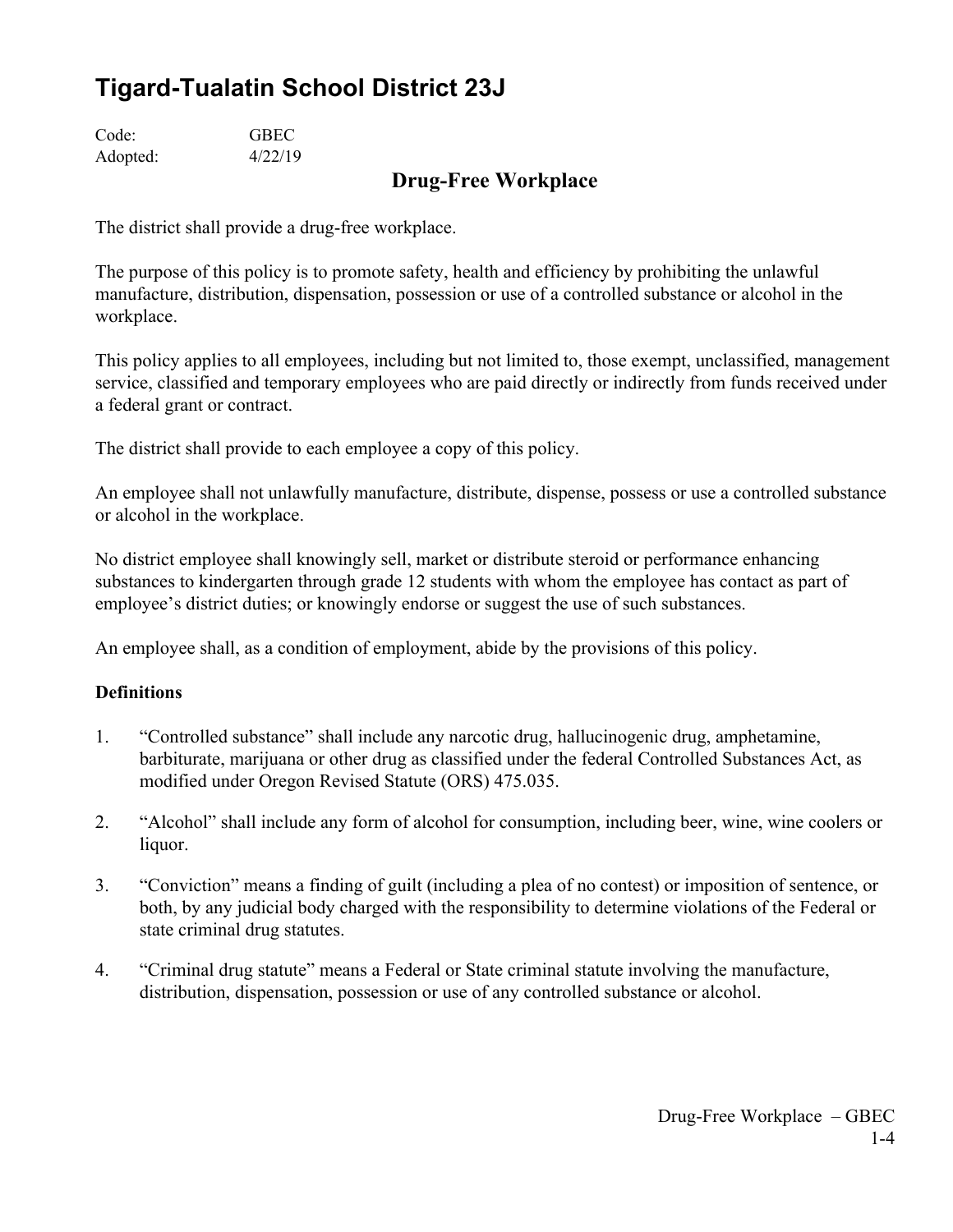# Tigard-Tualatin School District 23J

Code: GBEC
Adopted: 4/22/19

## Drug-Free Workplace

The district shall provide a drug-free workplace.

The purpose of this policy is to promote safety, health and efficiency by prohibiting the unlawful manufacture, distribution, dispensation, possession or use of a controlled substance or alcohol in the workplace.

This policy applies to all employees, including but not limited to, those exempt, unclassified, management service, classified and temporary employees who are paid directly or indirectly from funds received under a federal grant or contract.

The district shall provide to each employee a copy of this policy.

An employee shall not unlawfully manufacture, distribute, dispense, possess or use a controlled substance or alcohol in the workplace.

No district employee shall knowingly sell, market or distribute steroid or performance enhancing substances to kindergarten through grade 12 students with whom the employee has contact as part of employee's district duties; or knowingly endorse or suggest the use of such substances.

An employee shall, as a condition of employment, abide by the provisions of this policy.

**Definitions**

1. "Controlled substance" shall include any narcotic drug, hallucinogenic drug, amphetamine, barbiturate, marijuana or other drug as classified under the federal Controlled Substances Act, as modified under Oregon Revised Statute (ORS) 475.035.

2. "Alcohol" shall include any form of alcohol for consumption, including beer, wine, wine coolers or liquor.

3. "Conviction" means a finding of guilt (including a plea of no contest) or imposition of sentence, or both, by any judicial body charged with the responsibility to determine violations of the Federal or state criminal drug statutes.

4. "Criminal drug statute" means a Federal or State criminal statute involving the manufacture, distribution, dispensation, possession or use of any controlled substance or alcohol.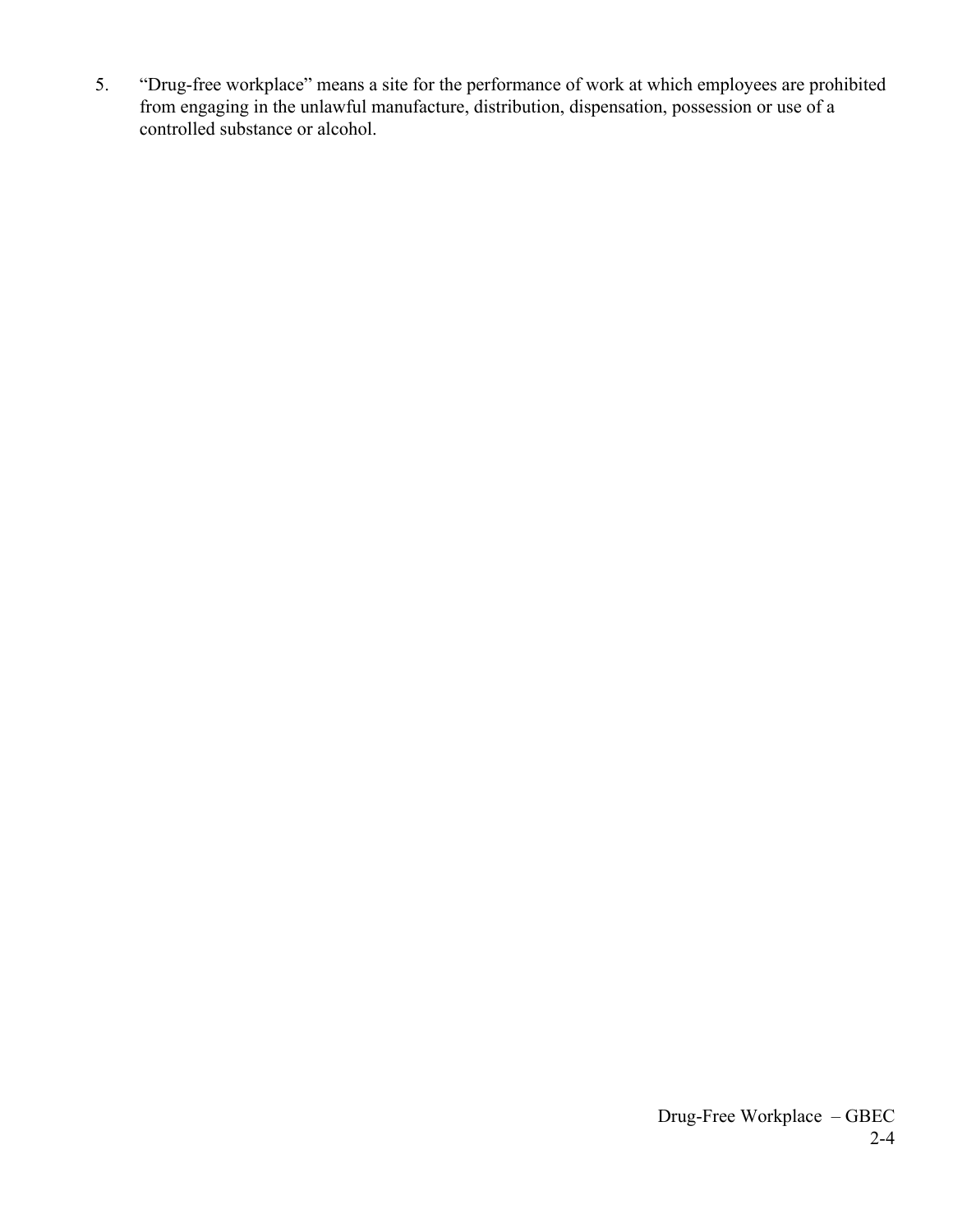5. “Drug-free workplace” means a site for the performance of work at which employees are prohibited from engaging in the unlawful manufacture, distribution, dispensation, possession or use of a controlled substance or alcohol.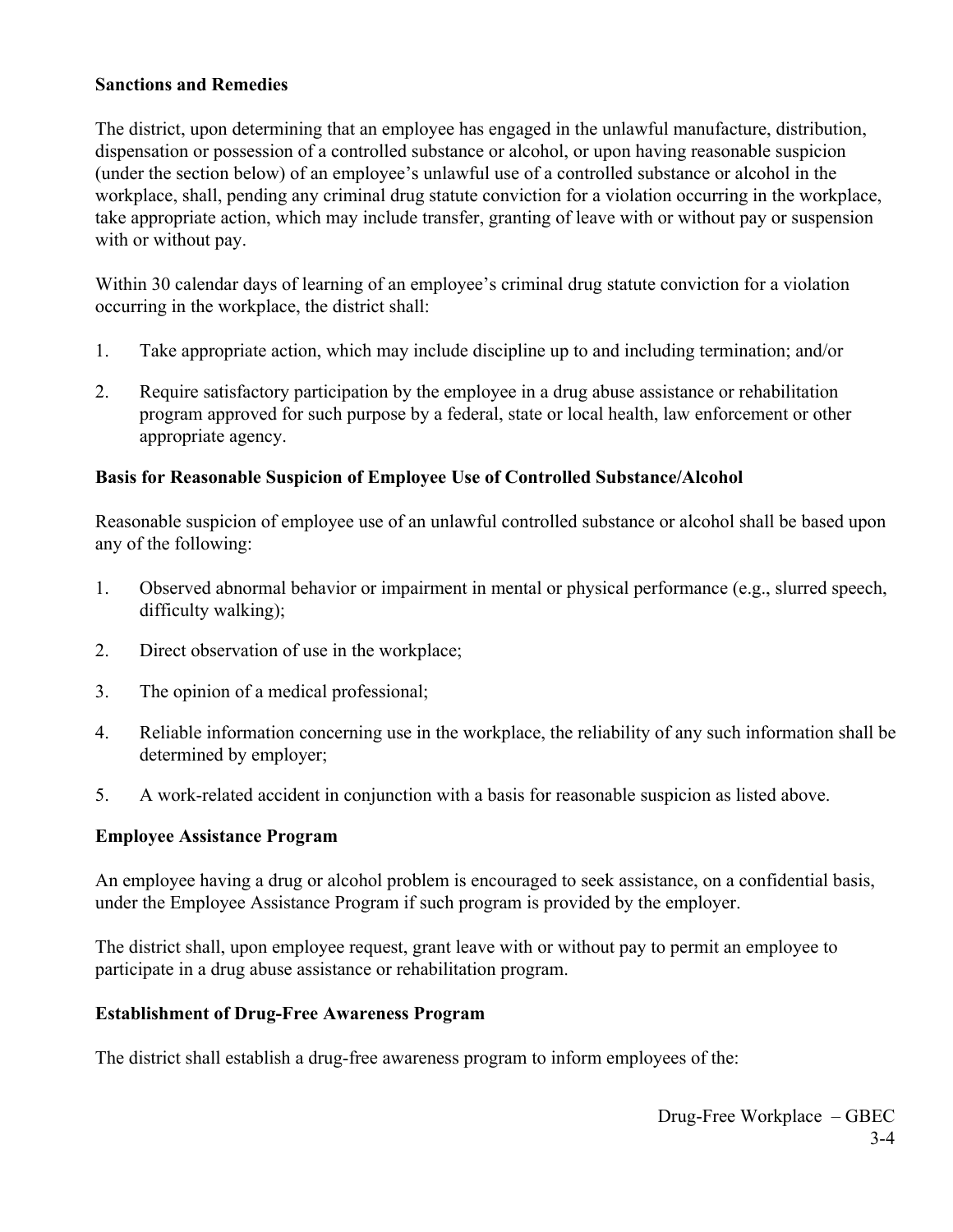**Sanctions and Remedies**

The district, upon determining that an employee has engaged in the unlawful manufacture, distribution, dispensation or possession of a controlled substance or alcohol, or upon having reasonable suspicion (under the section below) of an employee's unlawful use of a controlled substance or alcohol in the workplace, shall, pending any criminal drug statute conviction for a violation occurring in the workplace, take appropriate action, which may include transfer, granting of leave with or without pay or suspension with or without pay.

Within 30 calendar days of learning of an employee's criminal drug statute conviction for a violation occurring in the workplace, the district shall:

1. Take appropriate action, which may include discipline up to and including termination; and/or
2. Require satisfactory participation by the employee in a drug abuse assistance or rehabilitation program approved for such purpose by a federal, state or local health, law enforcement or other appropriate agency.

**Basis for Reasonable Suspicion of Employee Use of Controlled Substance/Alcohol**

Reasonable suspicion of employee use of an unlawful controlled substance or alcohol shall be based upon any of the following:

1. Observed abnormal behavior or impairment in mental or physical performance (e.g., slurred speech, difficulty walking);
2. Direct observation of use in the workplace;
3. The opinion of a medical professional;
4. Reliable information concerning use in the workplace, the reliability of any such information shall be determined by employer;
5. A work-related accident in conjunction with a basis for reasonable suspicion as listed above.

**Employee Assistance Program**

An employee having a drug or alcohol problem is encouraged to seek assistance, on a confidential basis, under the Employee Assistance Program if such program is provided by the employer.

The district shall, upon employee request, grant leave with or without pay to permit an employee to participate in a drug abuse assistance or rehabilitation program.

**Establishment of Drug-Free Awareness Program**

The district shall establish a drug-free awareness program to inform employees of the: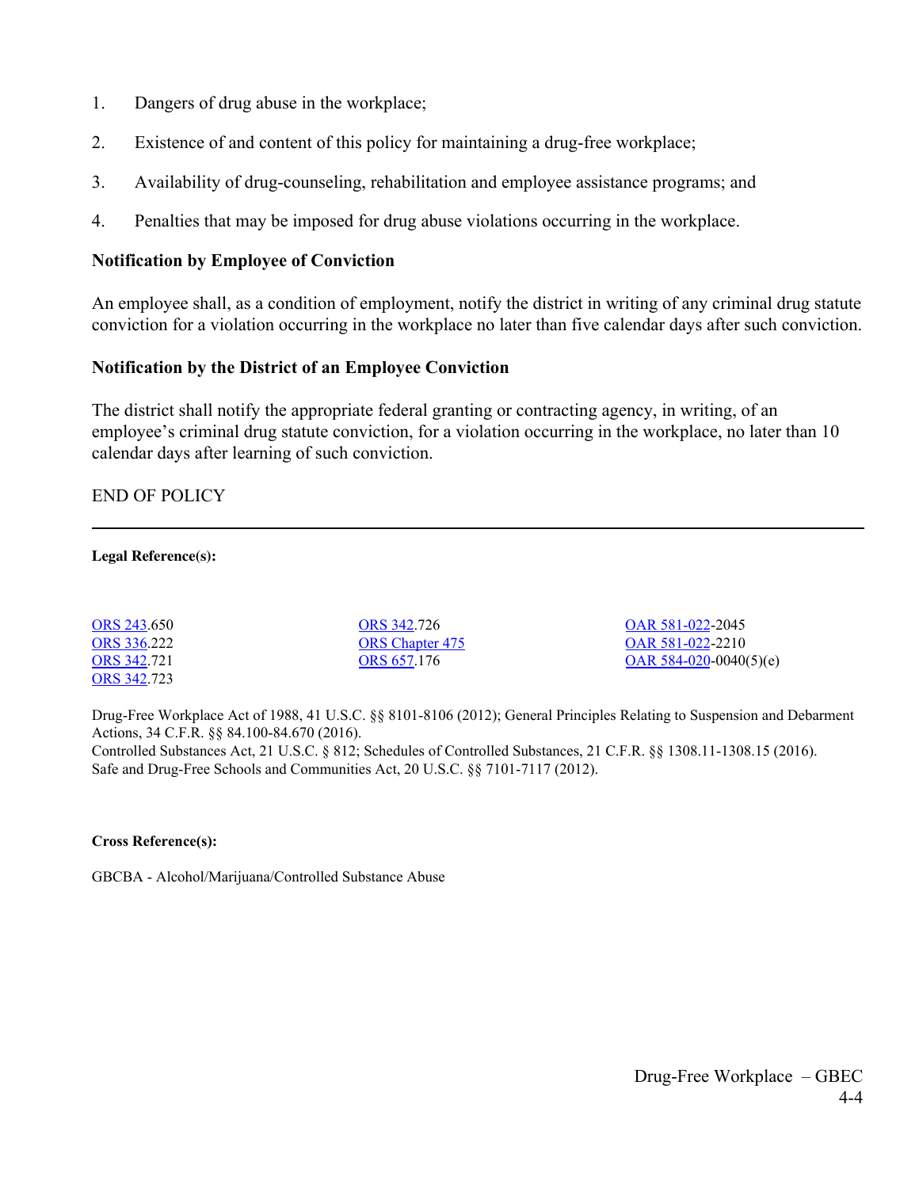1. Dangers of drug abuse in the workplace;

2. Existence of and content of this policy for maintaining a drug-free workplace;

3. Availability of drug-counseling, rehabilitation and employee assistance programs; and

4. Penalties that may be imposed for drug abuse violations occurring in the workplace.

**Notification by Employee of Conviction**

An employee shall, as a condition of employment, notify the district in writing of any criminal drug statute conviction for a violation occurring in the workplace no later than five calendar days after such conviction.

**Notification by the District of an Employee Conviction**

The district shall notify the appropriate federal granting or contracting agency, in writing, of an employee's criminal drug statute conviction, for a violation occurring in the workplace, no later than 10 calendar days after learning of such conviction.

END OF POLICY

---

**Legal Reference(s):**

ORS 243.650
ORS 336.222
ORS 342.721
ORS 342.723
ORS 342.726
ORS Chapter 475
ORS 657.176
OAR 581-022-2045
OAR 581-022-2210
OAR 584-020-0040(5)(e)

Drug-Free Workplace Act of 1988, 41 U.S.C. §§ 8101-8106 (2012); General Principles Relating to Suspension and Debarment Actions, 34 C.F.R. §§ 84.100-84.670 (2016).
Controlled Substances Act, 21 U.S.C. § 812; Schedules of Controlled Substances, 21 C.F.R. §§ 1308.11-1308.15 (2016).
Safe and Drug-Free Schools and Communities Act, 20 U.S.C. §§ 7101-7117 (2012).

**Cross Reference(s):**

GBCBA - Alcohol/Marijuana/Controlled Substance Abuse